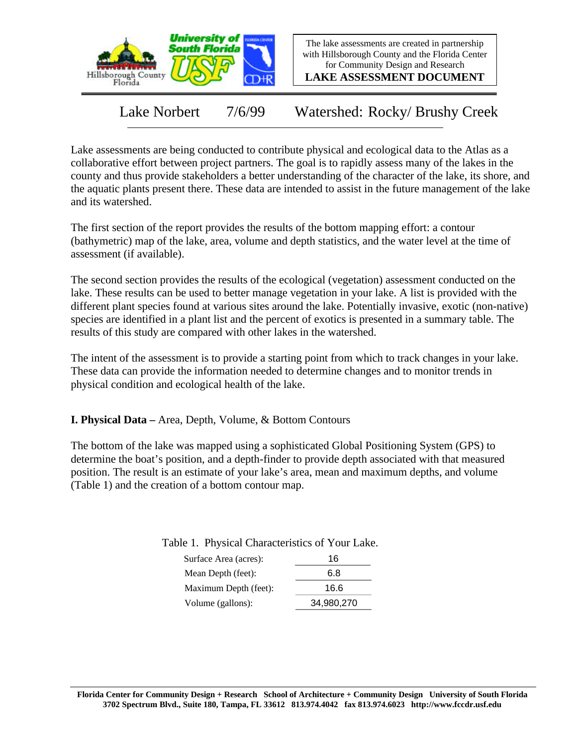The lake assessments are created in partnership with Hillsborough County and the Florida Center for Community Design and Research

**LAKE ASSESSMENT DOCUMENT**

## Lake Norbert 7/6/99 Watershed: Rocky/ Brushy Creek

Lake assessments are being conducted to contribute physical and ecological data to the Atlas as a collaborative effort between project partners. The goal is to rapidly assess many of the lakes in the county and thus provide stakeholders a better understanding of the character of the lake, its shore, and the aquatic plants present there. These data are intended to assist in the future management of the lake and its watershed.

The first section of the report provides the results of the bottom mapping effort: a contour (bathymetric) map of the lake, area, volume and depth statistics, and the water level at the time of assessment (if available).

The second section provides the results of the ecological (vegetation) assessment conducted on the lake. These results can be used to better manage vegetation in your lake. A list is provided with the different plant species found at various sites around the lake. Potentially invasive, exotic (non-native) species are identified in a plant list and the percent of exotics is presented in a summary table. The results of this study are compared with other lakes in the watershed.

The intent of the assessment is to provide a starting point from which to track changes in your lake. These data can provide the information needed to determine changes and to monitor trends in physical condition and ecological health of the lake.

**I. Physical Data –** Area, Depth, Volume, & Bottom Contours

The bottom of the lake was mapped using a sophisticated Global Positioning System (GPS) to determine the boat's position, and a depth-finder to provide depth associated with that measured position. The result is an estimate of your lake's area, mean and maximum depths, and volume (Table 1) and the creation of a bottom contour map.

Table 1. Physical Characteristics of Your Lake.

| | |
|---|---|
| Surface Area (acres): | 16 |
| Mean Depth (feet): | 6.8 |
| Maximum Depth (feet): | 16.6 |
| Volume (gallons): | 34,980,270 |

**Florida Center for Community Design + Research School of Architecture + Community Design University of South Florida**
**3702 Spectrum Blvd., Suite 180, Tampa, FL 33612 813.974.4042 fax 813.974.6023 http://www.fccdr.usf.edu**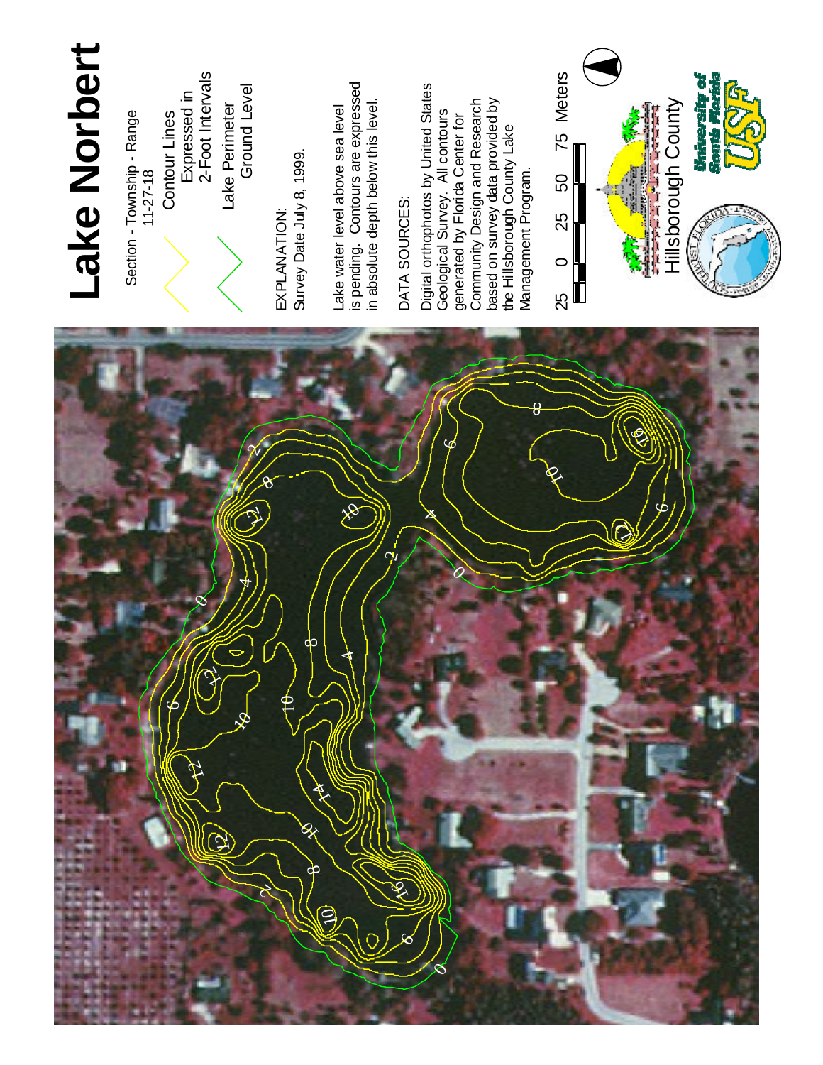# Lake Norbert

Section - Township - Range
11-27-18

Contour Lines
Expressed in
2-Foot Intervals

Lake Perimeter
Ground Level

EXPLANATION:
Survey Date July 8, 1999.

Lake water level above sea level is pending. Contours are expressed in absolute depth below this level.

DATA SOURCES:
Digital orthophotos by United States Geological Survey. All contours generated by Florida Center for Community Design and Research based on survey data provided by the Hillsborough County Lake Management Program.

25 0 25 50 75 Meters

Hillsborough County

University of South Florida USF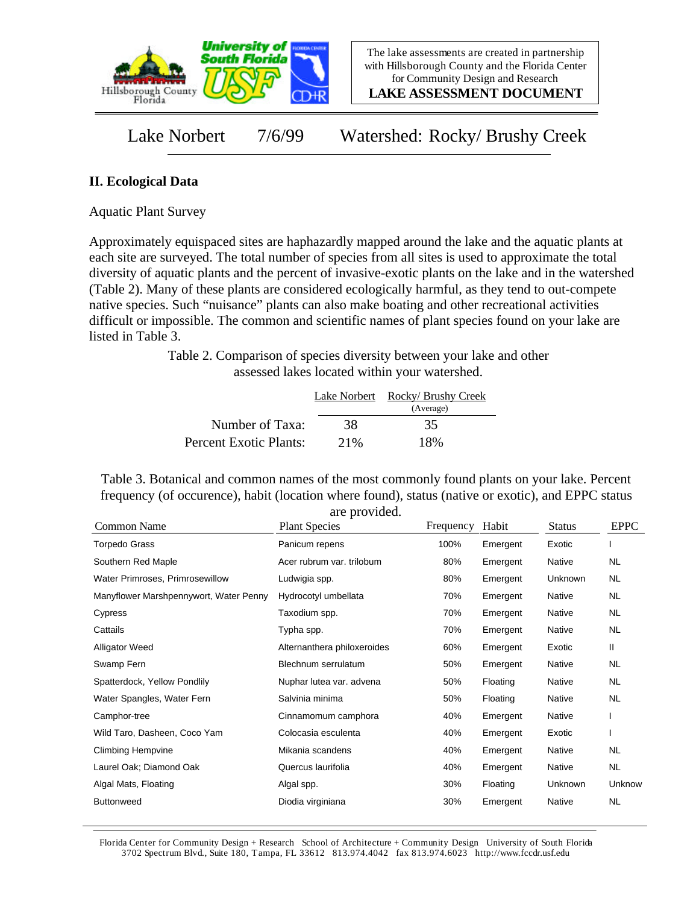Lake Norbert 7/6/99 Watershed: Rocky/ Brushy Creek

## II. Ecological Data

Aquatic Plant Survey

Approximately equispaced sites are haphazardly mapped around the lake and the aquatic plants at each site are surveyed. The total number of species from all sites is used to approximate the total diversity of aquatic plants and the percent of invasive-exotic plants on the lake and in the watershed (Table 2). Many of these plants are considered ecologically harmful, as they tend to out-compete native species. Such "nuisance" plants can also make boating and other recreational activities difficult or impossible. The common and scientific names of plant species found on your lake are listed in Table 3.

Table 2. Comparison of species diversity between your lake and other assessed lakes located within your watershed.

| | Lake Norbert | Rocky/ Brushy Creek (Average) |
|---|---|---|
| Number of Taxa: | 38 | 35 |
| Percent Exotic Plants: | 21% | 18% |

Table 3. Botanical and common names of the most commonly found plants on your lake. Percent frequency (of occurence), habit (location where found), status (native or exotic), and EPPC status are provided.

| Common Name | Plant Species | Frequency | Habit | Status | EPPC |
|---|---|---|---|---|---|
| Torpedo Grass | Panicum repens | 100% | Emergent | Exotic | I |
| Southern Red Maple | Acer rubrum var. trilobum | 80% | Emergent | Native | NL |
| Water Primroses, Primrosewillow | Ludwigia spp. | 80% | Emergent | Unknown | NL |
| Manyflower Marshpennywort, Water Penny | Hydrocotyl umbellata | 70% | Emergent | Native | NL |
| Cypress | Taxodium spp. | 70% | Emergent | Native | NL |
| Cattails | Typha spp. | 70% | Emergent | Native | NL |
| Alligator Weed | Alternanthera philoxeroides | 60% | Emergent | Exotic | II |
| Swamp Fern | Blechnum serrulatum | 50% | Emergent | Native | NL |
| Spatterdock, Yellow Pondlily | Nuphar lutea var. advena | 50% | Floating | Native | NL |
| Water Spangles, Water Fern | Salvinia minima | 50% | Floating | Native | NL |
| Camphor-tree | Cinnamomum camphora | 40% | Emergent | Native | I |
| Wild Taro, Dasheen, Coco Yam | Colocasia esculenta | 40% | Emergent | Exotic | I |
| Climbing Hempvine | Mikania scandens | 40% | Emergent | Native | NL |
| Laurel Oak; Diamond Oak | Quercus laurifolia | 40% | Emergent | Native | NL |
| Algal Mats, Floating | Algal spp. | 30% | Floating | Unknown | Unknow |
| Buttonweed | Diodia virginiana | 30% | Emergent | Native | NL |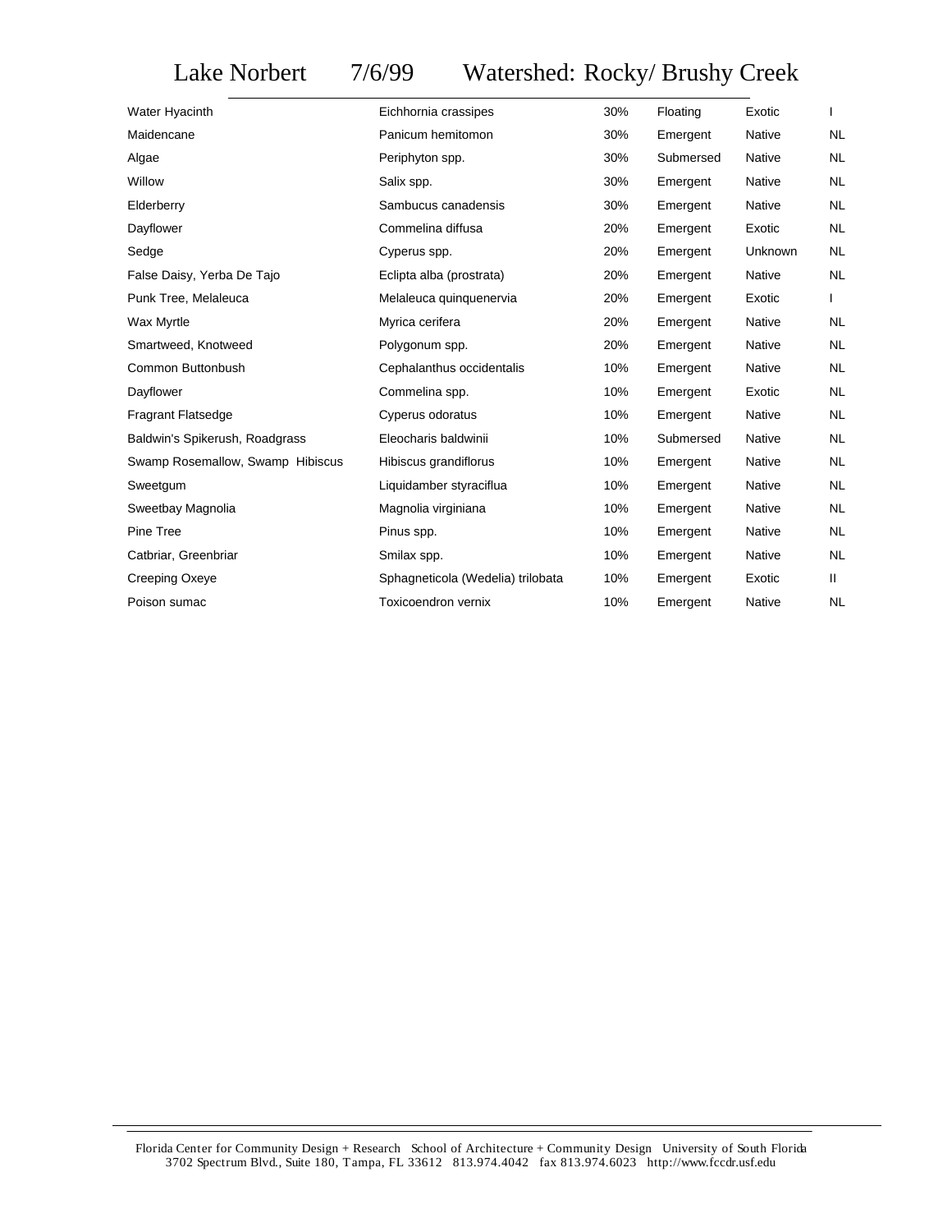# Lake Norbert 7/6/99 Watershed: Rocky/ Brushy Creek

| | | | | | |
|---|---|---|---|---|---|
| Water Hyacinth | Eichhornia crassipes | 30% | Floating | Exotic | I |
| Maidencane | Panicum hemitomon | 30% | Emergent | Native | NL |
| Algae | Periphyton spp. | 30% | Submersed | Native | NL |
| Willow | Salix spp. | 30% | Emergent | Native | NL |
| Elderberry | Sambucus canadensis | 30% | Emergent | Native | NL |
| Dayflower | Commelina diffusa | 20% | Emergent | Exotic | NL |
| Sedge | Cyperus spp. | 20% | Emergent | Unknown | NL |
| False Daisy, Yerba De Tajo | Eclipta alba (prostrata) | 20% | Emergent | Native | NL |
| Punk Tree, Melaleuca | Melaleuca quinquenervia | 20% | Emergent | Exotic | I |
| Wax Myrtle | Myrica cerifera | 20% | Emergent | Native | NL |
| Smartweed, Knotweed | Polygonum spp. | 20% | Emergent | Native | NL |
| Common Buttonbush | Cephalanthus occidentalis | 10% | Emergent | Native | NL |
| Dayflower | Commelina spp. | 10% | Emergent | Exotic | NL |
| Fragrant Flatsedge | Cyperus odoratus | 10% | Emergent | Native | NL |
| Baldwin's Spikerush, Roadgrass | Eleocharis baldwinii | 10% | Submersed | Native | NL |
| Swamp Rosemallow, Swamp Hibiscus | Hibiscus grandiflorus | 10% | Emergent | Native | NL |
| Sweetgum | Liquidamber styraciflua | 10% | Emergent | Native | NL |
| Sweetbay Magnolia | Magnolia virginiana | 10% | Emergent | Native | NL |
| Pine Tree | Pinus spp. | 10% | Emergent | Native | NL |
| Catbriar, Greenbriar | Smilax spp. | 10% | Emergent | Native | NL |
| Creeping Oxeye | Sphagneticola (Wedelia) trilobata | 10% | Emergent | Exotic | II |
| Poison sumac | Toxicoendron vernix | 10% | Emergent | Native | NL |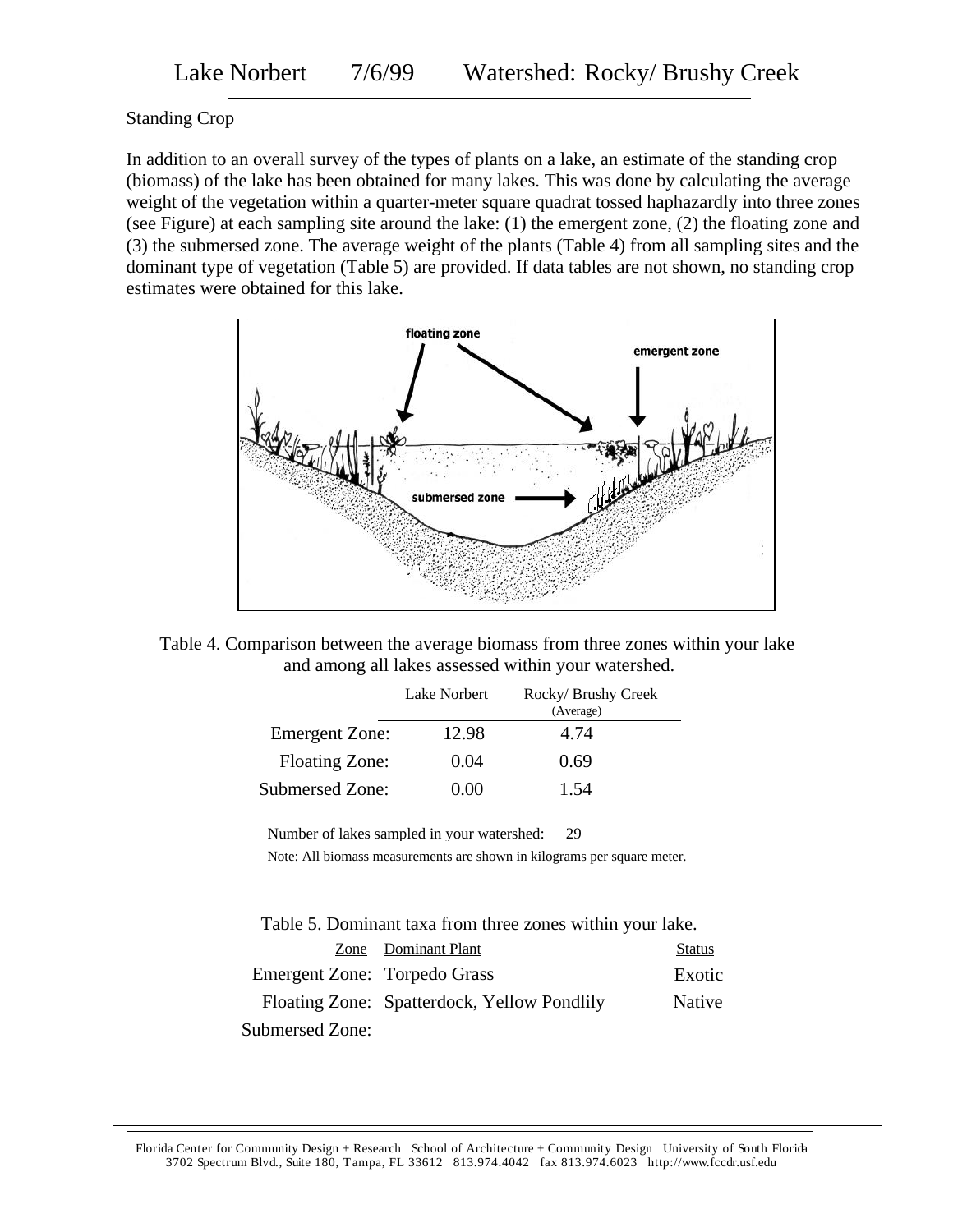Lake Norbert 7/6/99 Watershed: Rocky/ Brushy Creek

Standing Crop

In addition to an overall survey of the types of plants on a lake, an estimate of the standing crop (biomass) of the lake has been obtained for many lakes. This was done by calculating the average weight of the vegetation within a quarter-meter square quadrat tossed haphazardly into three zones (see Figure) at each sampling site around the lake: (1) the emergent zone, (2) the floating zone and (3) the submersed zone. The average weight of the plants (Table 4) from all sampling sites and the dominant type of vegetation (Table 5) are provided. If data tables are not shown, no standing crop estimates were obtained for this lake.

floating zone

emergent zone

submersed zone

Table 4. Comparison between the average biomass from three zones within your lake and among all lakes assessed within your watershed.

| | Lake Norbert | Rocky/ Brushy Creek (Average) |
|---|---|---|
| Emergent Zone: | 12.98 | 4.74 |
| Floating Zone: | 0.04 | 0.69 |
| Submersed Zone: | 0.00 | 1.54 |

Number of lakes sampled in your watershed: 29

Note: All biomass measurements are shown in kilograms per square meter.

Table 5. Dominant taxa from three zones within your lake.

| Zone | Dominant Plant | Status |
|---|---|---|
| Emergent Zone: | Torpedo Grass | Exotic |
| Floating Zone: | Spatterdock, Yellow Pondlily | Native |
| Submersed Zone: | | |

Florida Center for Community Design + Research School of Architecture + Community Design University of South Florida
3702 Spectrum Blvd., Suite 180, Tampa, FL 33612 813.974.4042 fax 813.974.6023 http://www.fccdr.usf.edu